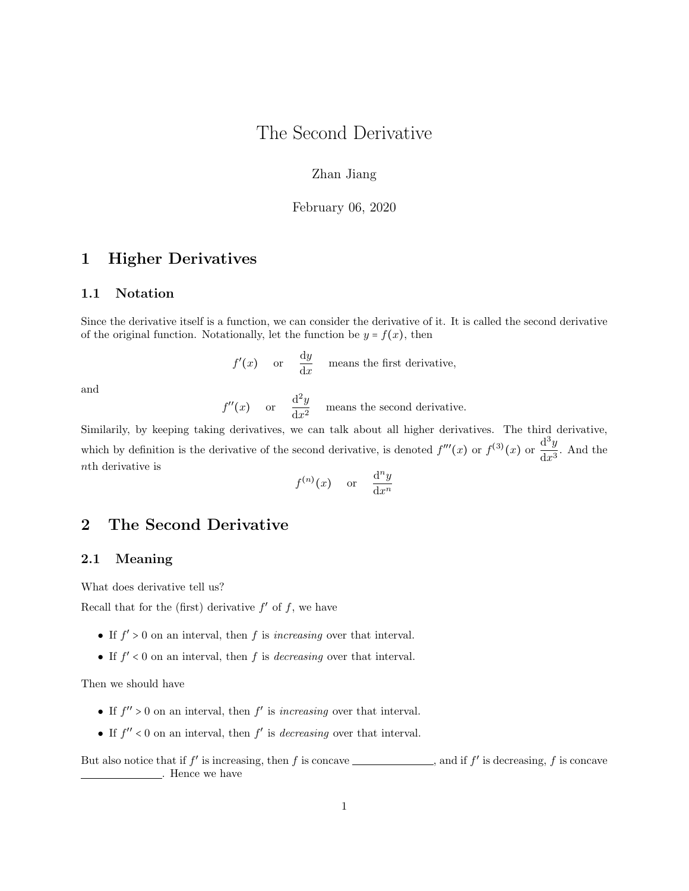# The Second Derivative

Zhan Jiang

February 06, 2020

## 1 Higher Derivatives

### 1.1 Notation

Since the derivative itself is a function, we can consider the derivative of it. It is called the second derivative of the original function. Notationally, let the function be $y = f(x)$, then

$$f'(x) \quad \text{or} \quad \frac{\mathrm{d}y}{\mathrm{d}x} \quad \text{means the first derivative,}$$

and

$$f''(x) \quad \text{or} \quad \frac{\mathrm{d}^2y}{\mathrm{d}x^2} \quad \text{means the second derivative.}$$

Similarily, by keeping taking derivatives, we can talk about all higher derivatives. The third derivative, which by definition is the derivative of the second derivative, is denoted $f'''(x)$ or $f^{(3)}(x)$ or $\frac{\mathrm{d}^3y}{\mathrm{d}x^3}$. And the $n$th derivative is

$$f^{(n)}(x) \quad \text{or} \quad \frac{\mathrm{d}^ny}{\mathrm{d}x^n}$$

## 2 The Second Derivative

### 2.1 Meaning

What does derivative tell us?

Recall that for the (first) derivative $f'$ of $f$, we have

- If $f' > 0$ on an interval, then $f$ is *increasing* over that interval.
- If $f' < 0$ on an interval, then $f$ is *decreasing* over that interval.

Then we should have

- If $f'' > 0$ on an interval, then $f'$ is *increasing* over that interval.
- If $f'' < 0$ on an interval, then $f'$ is *decreasing* over that interval.

But also notice that if $f'$ is increasing, then $f$ is concave \_\_\_\_\_\_\_\_\_\_\_\_\_\_, and if $f'$ is decreasing, $f$ is concave \_\_\_\_\_\_\_\_\_\_\_\_\_\_. Hence we have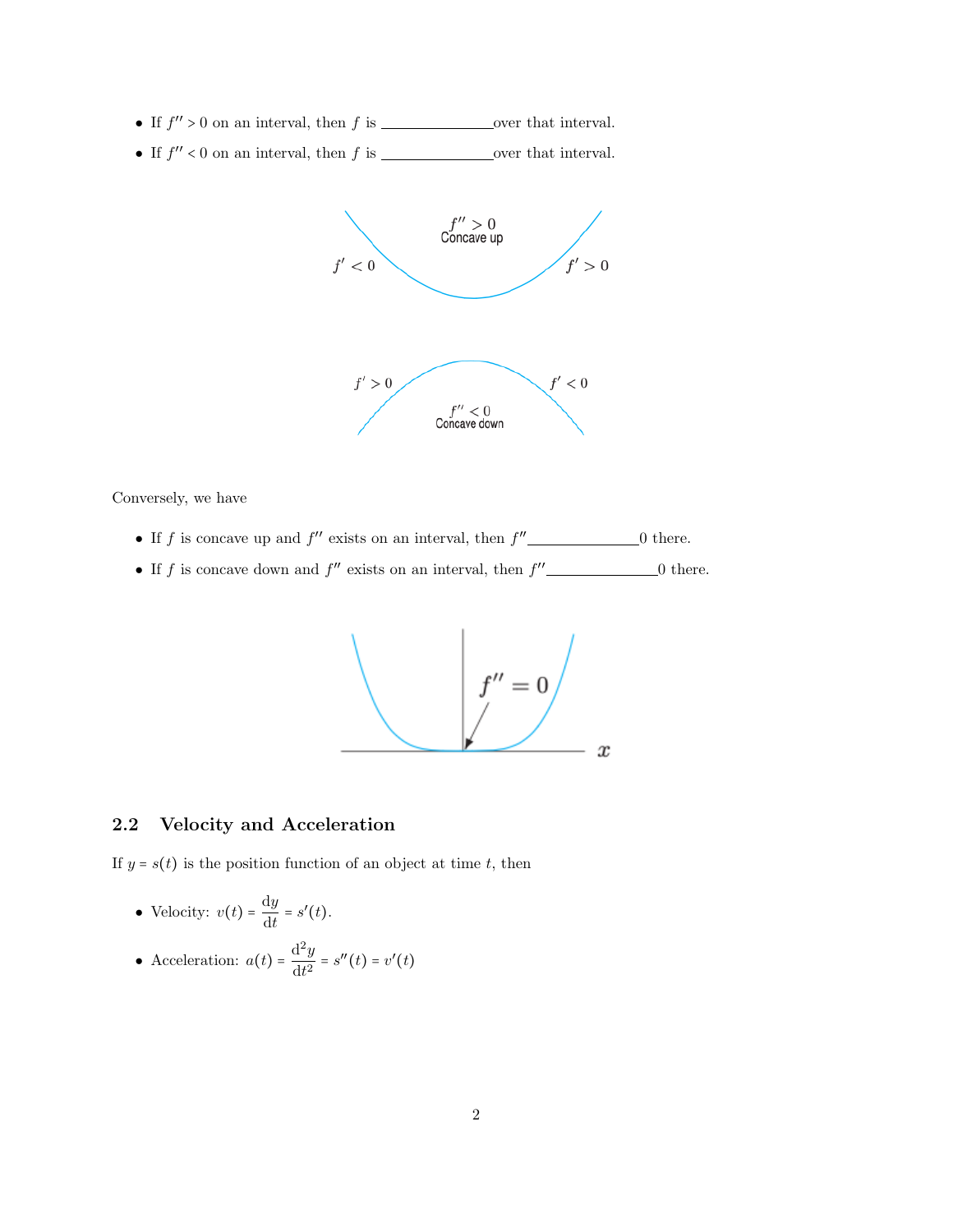- If $f'' > 0$ on an interval, then $f$ is ______________over that interval.
- If $f'' < 0$ on an interval, then $f$ is ______________over that interval.

Conversely, we have

- If $f$ is concave up and $f''$ exists on an interval, then $f''$______________0 there.
- If $f$ is concave down and $f''$ exists on an interval, then $f''$______________0 there.

## 2.2 Velocity and Acceleration

If $y = s(t)$ is the position function of an object at time $t$, then

- Velocity: $v(t) = \dfrac{\mathrm{d}y}{\mathrm{d}t} = s'(t)$.
- Acceleration: $a(t) = \dfrac{\mathrm{d}^2y}{\mathrm{d}t^2} = s''(t) = v'(t)$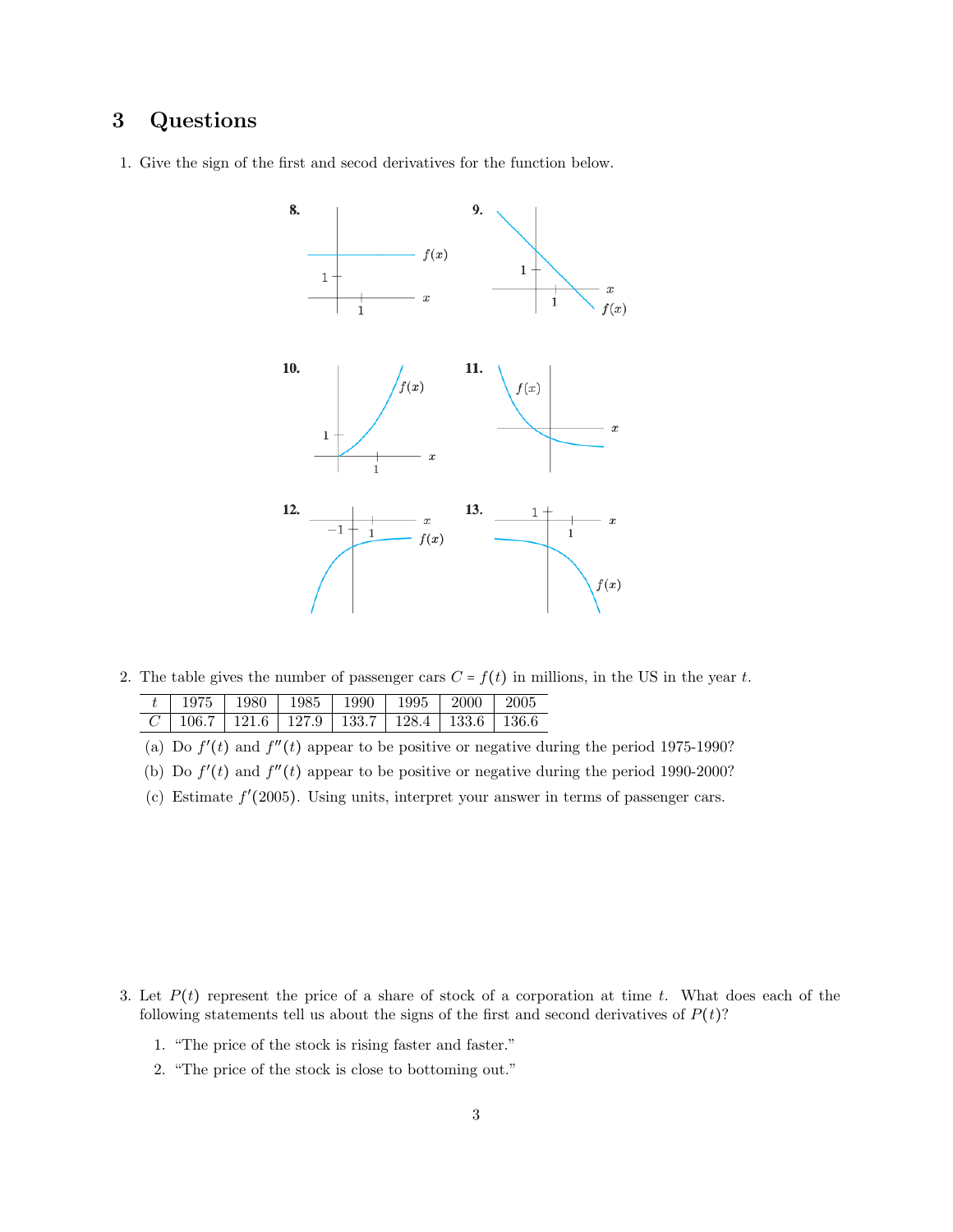## 3 Questions

1. Give the sign of the first and secod derivatives for the function below.

2. The table gives the number of passenger cars $C = f(t)$ in millions, in the US in the year $t$.

| $t$ | 1975 | 1980 | 1985 | 1990 | 1995 | 2000 | 2005 |
|---|---|---|---|---|---|---|---|
| $C$ | 106.7 | 121.6 | 127.9 | 133.7 | 128.4 | 133.6 | 136.6 |

   (a) Do $f'(t)$ and $f''(t)$ appear to be positive or negative during the period 1975-1990?

   (b) Do $f'(t)$ and $f''(t)$ appear to be positive or negative during the period 1990-2000?

   (c) Estimate $f'(2005)$. Using units, interpret your answer in terms of passenger cars.

3. Let $P(t)$ represent the price of a share of stock of a corporation at time $t$. What does each of the following statements tell us about the signs of the first and second derivatives of $P(t)$?

   1. "The price of the stock is rising faster and faster."
   2. "The price of the stock is close to bottoming out."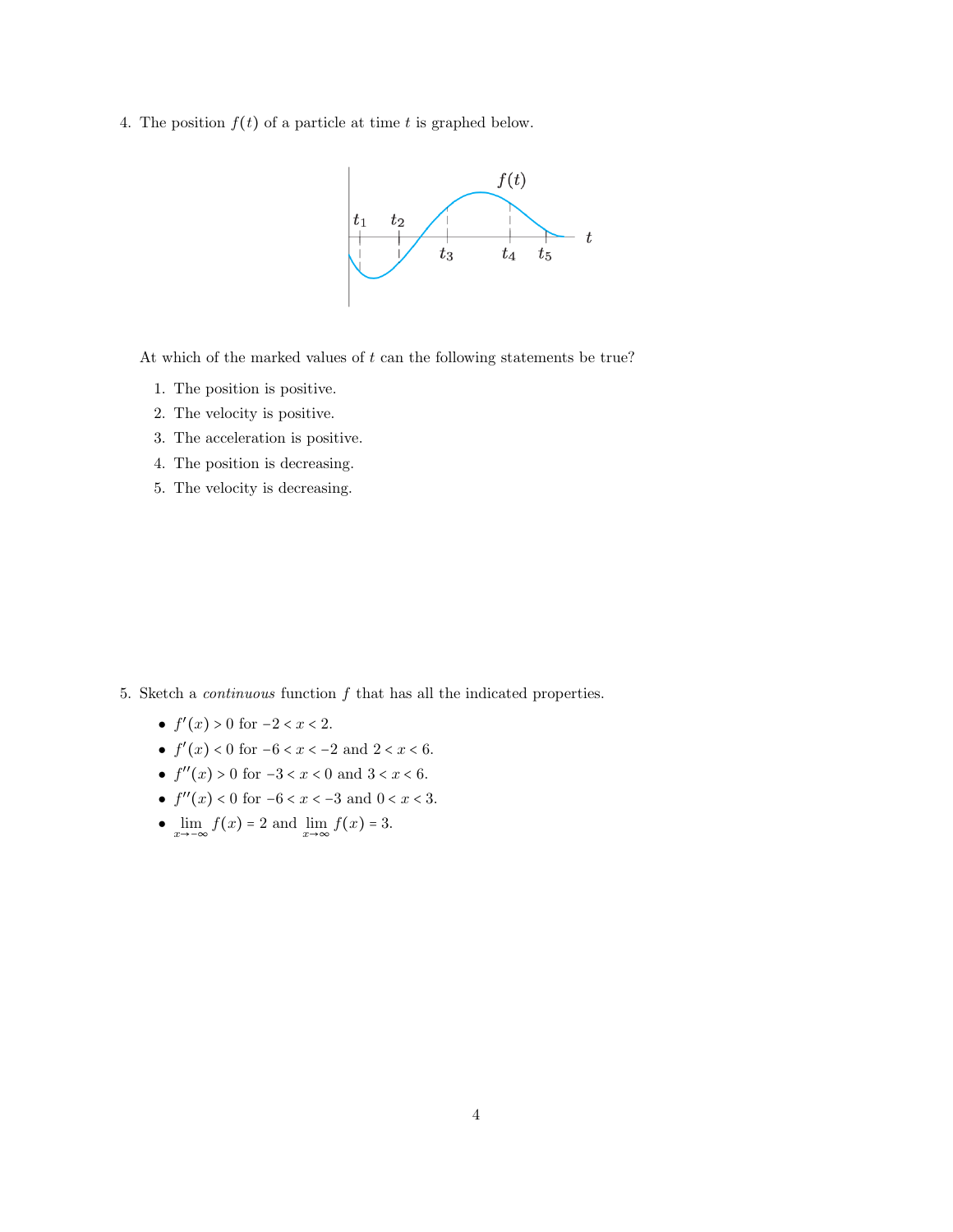4. The position $f(t)$ of a particle at time $t$ is graphed below.

At which of the marked values of $t$ can the following statements be true?

1. The position is positive.
2. The velocity is positive.
3. The acceleration is positive.
4. The position is decreasing.
5. The velocity is decreasing.

5. Sketch a *continuous* function $f$ that has all the indicated properties.

- $f'(x) > 0$ for $-2 < x < 2$.
- $f'(x) < 0$ for $-6 < x < -2$ and $2 < x < 6$.
- $f''(x) > 0$ for $-3 < x < 0$ and $3 < x < 6$.
- $f''(x) < 0$ for $-6 < x < -3$ and $0 < x < 3$.
- $\lim_{x \to -\infty} f(x) = 2$ and $\lim_{x \to \infty} f(x) = 3$.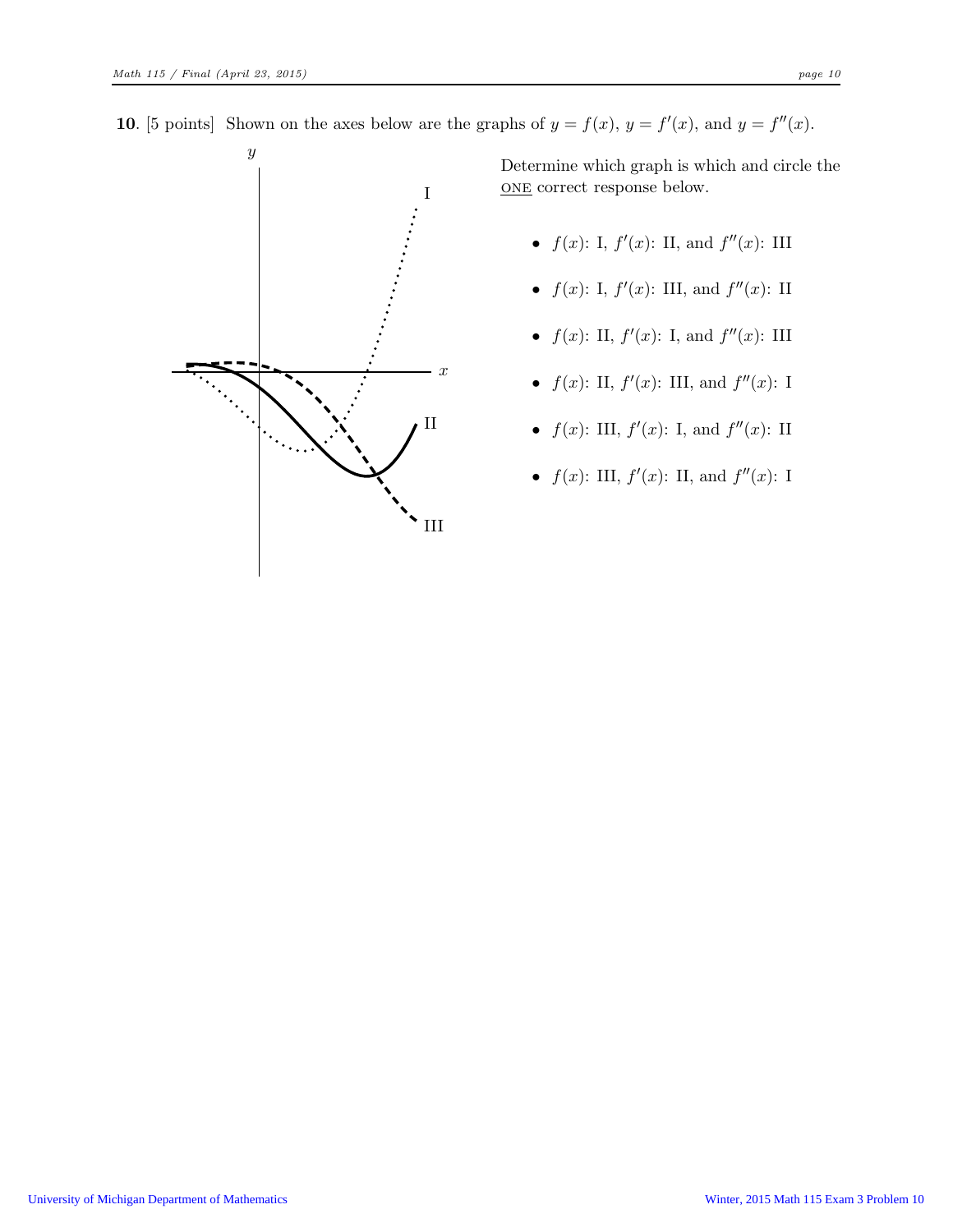**10**. [5 points] Shown on the axes below are the graphs of $y = f(x)$, $y = f'(x)$, and $y = f''(x)$.

Determine which graph is which and circle the ONE correct response below.

- $f(x)$: I, $f'(x)$: II, and $f''(x)$: III
- $f(x)$: I, $f'(x)$: III, and $f''(x)$: II
- $f(x)$: II, $f'(x)$: I, and $f''(x)$: III
- $f(x)$: II, $f'(x)$: III, and $f''(x)$: I
- $f(x)$: III, $f'(x)$: I, and $f''(x)$: II
- $f(x)$: III, $f'(x)$: II, and $f''(x)$: I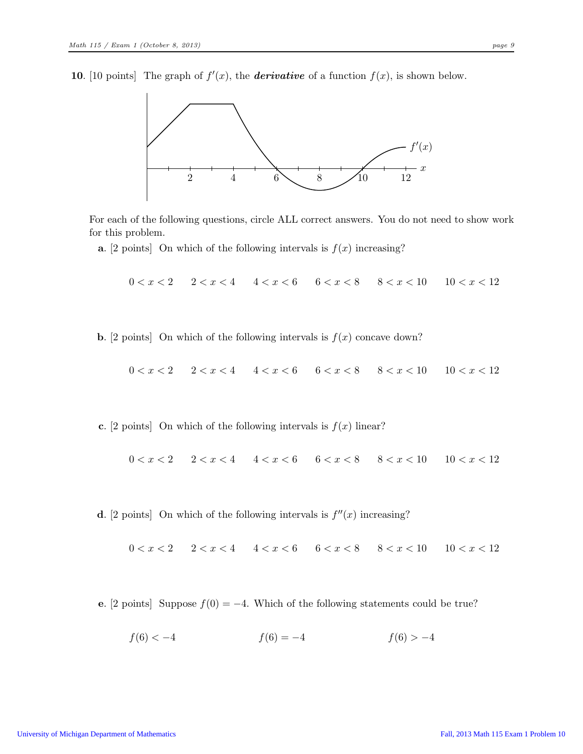**10**. [10 points] The graph of $f'(x)$, the ***derivative*** of a function $f(x)$, is shown below.

For each of the following questions, circle ALL correct answers. You do not need to show work for this problem.

**a**. [2 points] On which of the following intervals is $f(x)$ increasing?

$0 < x < 2$ $\quad 2 < x < 4$ $\quad 4 < x < 6$ $\quad 6 < x < 8$ $\quad 8 < x < 10$ $\quad 10 < x < 12$

**b**. [2 points] On which of the following intervals is $f(x)$ concave down?

$0 < x < 2$ $\quad 2 < x < 4$ $\quad 4 < x < 6$ $\quad 6 < x < 8$ $\quad 8 < x < 10$ $\quad 10 < x < 12$

**c**. [2 points] On which of the following intervals is $f(x)$ linear?

$0 < x < 2$ $\quad 2 < x < 4$ $\quad 4 < x < 6$ $\quad 6 < x < 8$ $\quad 8 < x < 10$ $\quad 10 < x < 12$

**d**. [2 points] On which of the following intervals is $f''(x)$ increasing?

$0 < x < 2$ $\quad 2 < x < 4$ $\quad 4 < x < 6$ $\quad 6 < x < 8$ $\quad 8 < x < 10$ $\quad 10 < x < 12$

**e**. [2 points] Suppose $f(0) = -4$. Which of the following statements could be true?

$f(6) < -4$ $\qquad f(6) = -4$ $\qquad f(6) > -4$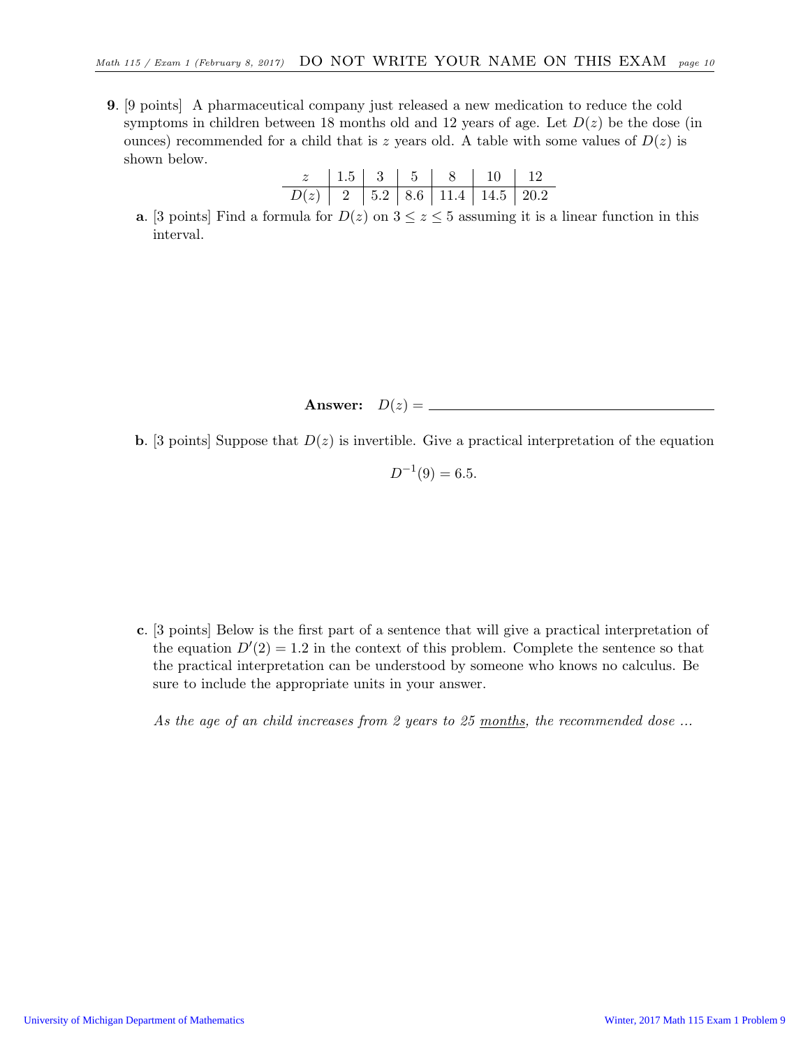**9**. [9 points] A pharmaceutical company just released a new medication to reduce the cold symptoms in children between 18 months old and 12 years of age. Let $D(z)$ be the dose (in ounces) recommended for a child that is $z$ years old. A table with some values of $D(z)$ is shown below.

| $z$ | 1.5 | 3 | 5 | 8 | 10 | 12 |
|---|---|---|---|---|---|---|
| $D(z)$ | 2 | 5.2 | 8.6 | 11.4 | 14.5 | 20.2 |

**a**. [3 points] Find a formula for $D(z)$ on $3 \leq z \leq 5$ assuming it is a linear function in this interval.

**Answer:** $D(z) =$ \_\_\_\_\_\_\_\_\_\_\_\_\_\_\_\_\_\_\_\_\_\_\_\_\_\_\_\_

**b**. [3 points] Suppose that $D(z)$ is invertible. Give a practical interpretation of the equation

$$D^{-1}(9) = 6.5.$$

**c**. [3 points] Below is the first part of a sentence that will give a practical interpretation of the equation $D'(2) = 1.2$ in the context of this problem. Complete the sentence so that the practical interpretation can be understood by someone who knows no calculus. Be sure to include the appropriate units in your answer.

*As the age of an child increases from 2 years to 25 months, the recommended dose ...*